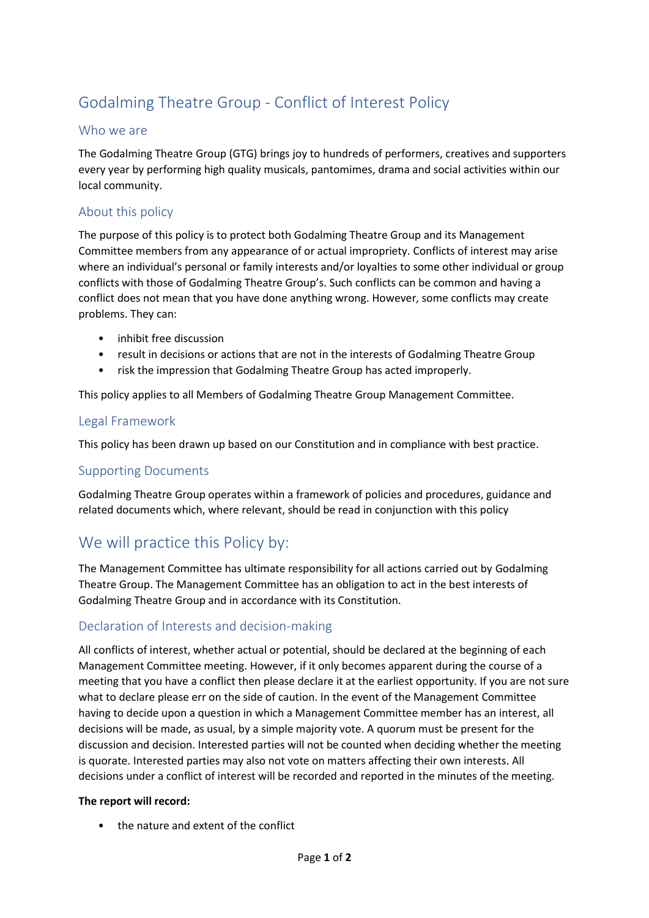# Godalming Theatre Group - Conflict of Interest Policy

## Who we are

The Godalming Theatre Group (GTG) brings joy to hundreds of performers, creatives and supporters every year by performing high quality musicals, pantomimes, drama and social activities within our local community.

## About this policy

The purpose of this policy is to protect both Godalming Theatre Group and its Management Committee members from any appearance of or actual impropriety. Conflicts of interest may arise where an individual's personal or family interests and/or loyalties to some other individual or group conflicts with those of Godalming Theatre Group's. Such conflicts can be common and having a conflict does not mean that you have done anything wrong. However, some conflicts may create problems. They can:

- inhibit free discussion
- result in decisions or actions that are not in the interests of Godalming Theatre Group
- risk the impression that Godalming Theatre Group has acted improperly.

This policy applies to all Members of Godalming Theatre Group Management Committee.

## Legal Framework

This policy has been drawn up based on our Constitution and in compliance with best practice.

## Supporting Documents

Godalming Theatre Group operates within a framework of policies and procedures, guidance and related documents which, where relevant, should be read in conjunction with this policy

# We will practice this Policy by:

The Management Committee has ultimate responsibility for all actions carried out by Godalming Theatre Group. The Management Committee has an obligation to act in the best interests of Godalming Theatre Group and in accordance with its Constitution.

## Declaration of Interests and decision-making

All conflicts of interest, whether actual or potential, should be declared at the beginning of each Management Committee meeting. However, if it only becomes apparent during the course of a meeting that you have a conflict then please declare it at the earliest opportunity. If you are not sure what to declare please err on the side of caution. In the event of the Management Committee having to decide upon a question in which a Management Committee member has an interest, all decisions will be made, as usual, by a simple majority vote. A quorum must be present for the discussion and decision. Interested parties will not be counted when deciding whether the meeting is quorate. Interested parties may also not vote on matters affecting their own interests. All decisions under a conflict of interest will be recorded and reported in the minutes of the meeting.

**The report will record:**

- the nature and extent of the conflict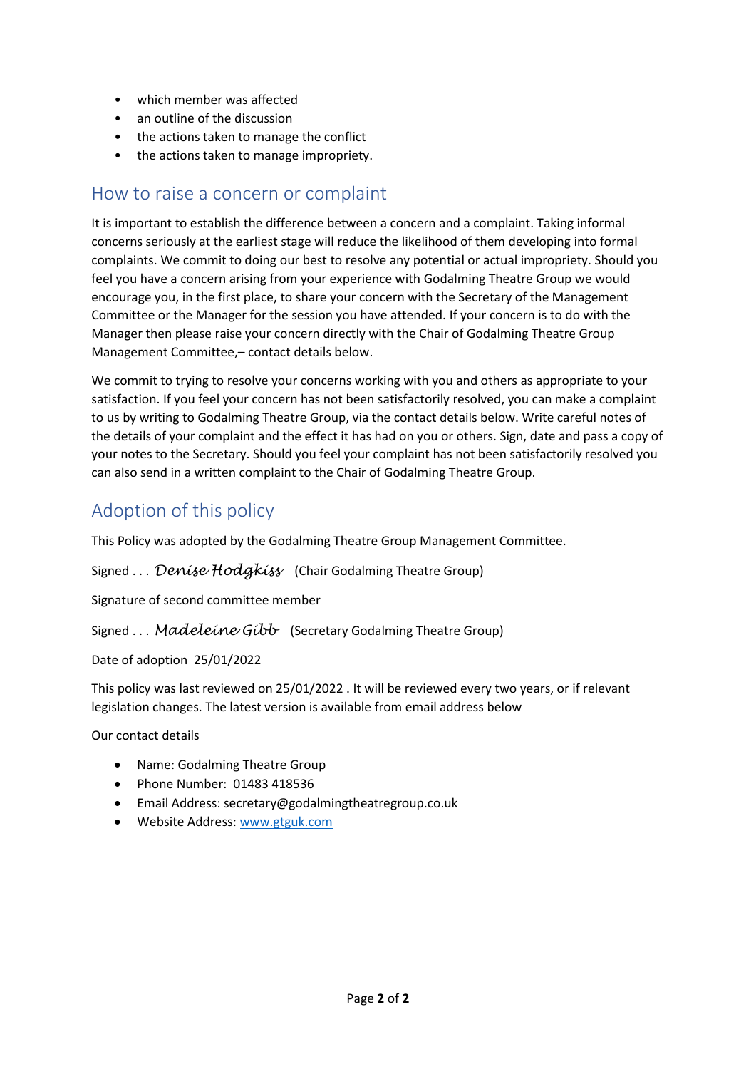- which member was affected
- an outline of the discussion
- the actions taken to manage the conflict
- the actions taken to manage impropriety.

## How to raise a concern or complaint

It is important to establish the difference between a concern and a complaint. Taking informal concerns seriously at the earliest stage will reduce the likelihood of them developing into formal complaints. We commit to doing our best to resolve any potential or actual impropriety. Should you feel you have a concern arising from your experience with Godalming Theatre Group we would encourage you, in the first place, to share your concern with the Secretary of the Management Committee or the Manager for the session you have attended. If your concern is to do with the Manager then please raise your concern directly with the Chair of Godalming Theatre Group Management Committee,– contact details below.

We commit to trying to resolve your concerns working with you and others as appropriate to your satisfaction. If you feel your concern has not been satisfactorily resolved, you can make a complaint to us by writing to Godalming Theatre Group, via the contact details below. Write careful notes of the details of your complaint and the effect it has had on you or others. Sign, date and pass a copy of your notes to the Secretary. Should you feel your complaint has not been satisfactorily resolved you can also send in a written complaint to the Chair of Godalming Theatre Group.

## Adoption of this policy

This Policy was adopted by the Godalming Theatre Group Management Committee.

Signed . . . *Denise Hodgkiss* (Chair Godalming Theatre Group)

Signature of second committee member

Signed . . . *Madeleine Gibb* (Secretary Godalming Theatre Group)

Date of adoption 25/01/2022

This policy was last reviewed on 25/01/2022 . It will be reviewed every two years, or if relevant legislation changes. The latest version is available from email address below

Our contact details

- Name: Godalming Theatre Group
- Phone Number: 01483 418536
- Email Address: secretary@godalmingtheatregroup.co.uk
- Website Address: www.gtguk.com